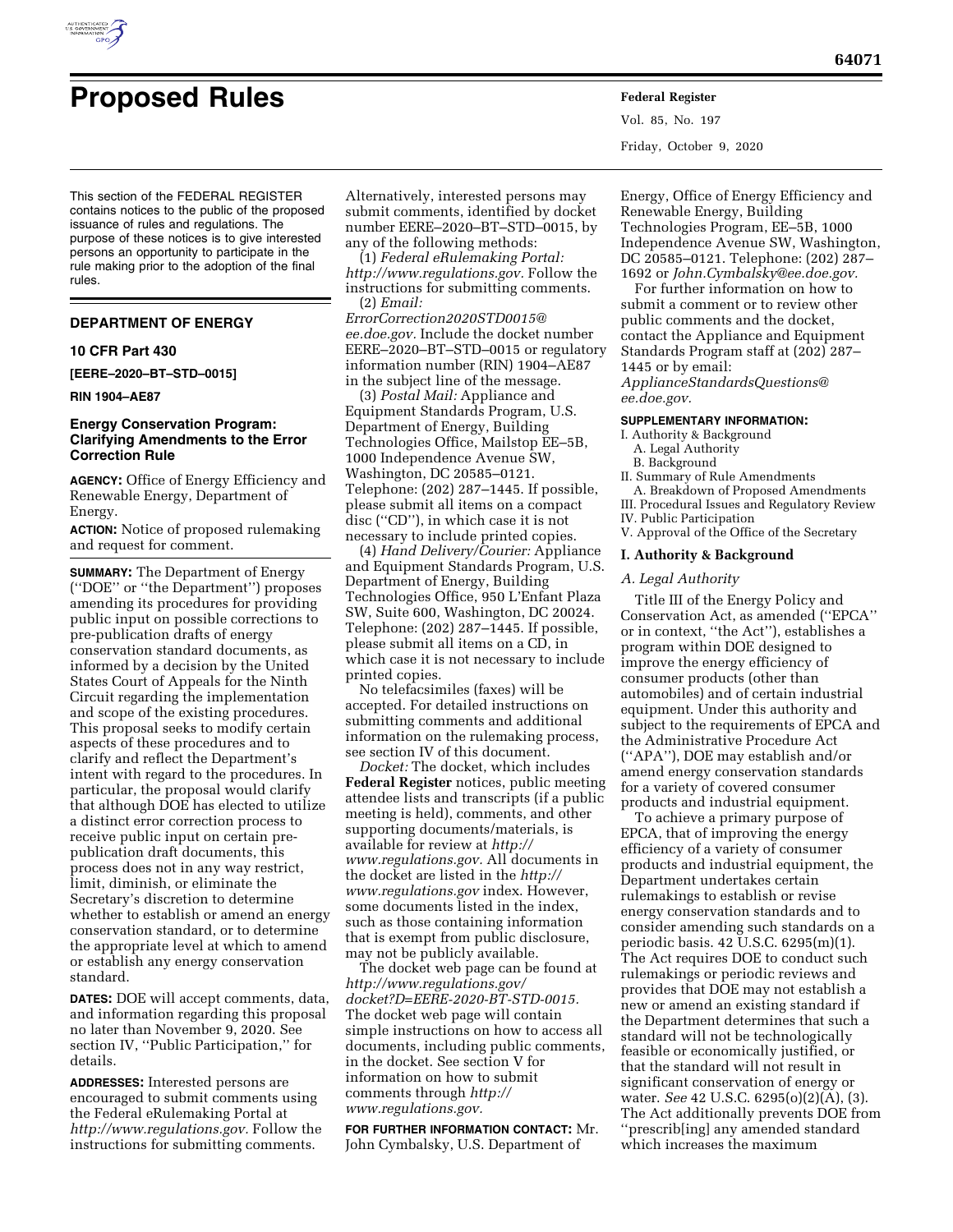# Proposed Rules

This section of the FEDERAL REGISTER contains notices to the public of the proposed issuance of rules and regulations. The purpose of these notices is to give interested persons an opportunity to participate in the rule making prior to the adoption of the final rules.

## DEPARTMENT OF ENERGY

### 10 CFR Part 430

**[EERE–2020–BT–STD–0015]**

**RIN 1904–AE87**

### Energy Conservation Program: Clarifying Amendments to the Error Correction Rule

**AGENCY:** Office of Energy Efficiency and Renewable Energy, Department of Energy.

**ACTION:** Notice of proposed rulemaking and request for comment.

**SUMMARY:** The Department of Energy (''DOE'' or ''the Department'') proposes amending its procedures for providing public input on possible corrections to pre-publication drafts of energy conservation standard documents, as informed by a decision by the United States Court of Appeals for the Ninth Circuit regarding the implementation and scope of the existing procedures. This proposal seeks to modify certain aspects of these procedures and to clarify and reflect the Department's intent with regard to the procedures. In particular, the proposal would clarify that although DOE has elected to utilize a distinct error correction process to receive public input on certain pre-publication draft documents, this process does not in any way restrict, limit, diminish, or eliminate the Secretary's discretion to determine whether to establish or amend an energy conservation standard, or to determine the appropriate level at which to amend or establish any energy conservation standard.

**DATES:** DOE will accept comments, data, and information regarding this proposal no later than November 9, 2020. See section IV, ''Public Participation,'' for details.

**ADDRESSES:** Interested persons are encouraged to submit comments using the Federal eRulemaking Portal at *http://www.regulations.gov.* Follow the instructions for submitting comments. Alternatively, interested persons may submit comments, identified by docket number EERE–2020–BT–STD–0015, by any of the following methods:

(1) *Federal eRulemaking Portal: http://www.regulations.gov.* Follow the instructions for submitting comments.

(2) *Email: ErrorCorrection2020STD0015@ee.doe.gov.* Include the docket number EERE–2020–BT–STD–0015 or regulatory information number (RIN) 1904–AE87 in the subject line of the message.

(3) *Postal Mail:* Appliance and Equipment Standards Program, U.S. Department of Energy, Building Technologies Office, Mailstop EE–5B, 1000 Independence Avenue SW, Washington, DC 20585–0121. Telephone: (202) 287–1445. If possible, please submit all items on a compact disc (''CD''), in which case it is not necessary to include printed copies.

(4) *Hand Delivery/Courier:* Appliance and Equipment Standards Program, U.S. Department of Energy, Building Technologies Office, 950 L'Enfant Plaza SW, Suite 600, Washington, DC 20024. Telephone: (202) 287–1445. If possible, please submit all items on a CD, in which case it is not necessary to include printed copies.

No telefacsimiles (faxes) will be accepted. For detailed instructions on submitting comments and additional information on the rulemaking process, see section IV of this document.

*Docket:* The docket, which includes **Federal Register** notices, public meeting attendee lists and transcripts (if a public meeting is held), comments, and other supporting documents/materials, is available for review at *http://www.regulations.gov.* All documents in the docket are listed in the *http://www.regulations.gov* index. However, some documents listed in the index, such as those containing information that is exempt from public disclosure, may not be publicly available.

The docket web page can be found at *http://www.regulations.gov/docket?D=EERE-2020-BT-STD-0015.* The docket web page will contain simple instructions on how to access all documents, including public comments, in the docket. See section V for information on how to submit comments through *http://www.regulations.gov.*

**FOR FURTHER INFORMATION CONTACT:** Mr. John Cymbalsky, U.S. Department of Energy, Office of Energy Efficiency and Renewable Energy, Building Technologies Program, EE–5B, 1000 Independence Avenue SW, Washington, DC 20585–0121. Telephone: (202) 287–1692 or *John.Cymbalsky@ee.doe.gov.*

For further information on how to submit a comment or to review other public comments and the docket, contact the Appliance and Equipment Standards Program staff at (202) 287–1445 or by email: *ApplianceStandardsQuestions@ee.doe.gov.*

**SUPPLEMENTARY INFORMATION:**

I. Authority & Background
  A. Legal Authority
  B. Background
II. Summary of Rule Amendments
  A. Breakdown of Proposed Amendments
III. Procedural Issues and Regulatory Review
IV. Public Participation
V. Approval of the Office of the Secretary

## I. Authority & Background

### *A. Legal Authority*

Title III of the Energy Policy and Conservation Act, as amended (''EPCA'' or in context, ''the Act''), establishes a program within DOE designed to improve the energy efficiency of consumer products (other than automobiles) and of certain industrial equipment. Under this authority and subject to the requirements of EPCA and the Administrative Procedure Act (''APA''), DOE may establish and/or amend energy conservation standards for a variety of covered consumer products and industrial equipment.

To achieve a primary purpose of EPCA, that of improving the energy efficiency of a variety of consumer products and industrial equipment, the Department undertakes certain rulemakings to establish or revise energy conservation standards and to consider amending such standards on a periodic basis. 42 U.S.C. 6295(m)(1). The Act requires DOE to conduct such rulemakings or periodic reviews and provides that DOE may not establish a new or amend an existing standard if the Department determines that such a standard will not be technologically feasible or economically justified, or that the standard will not result in significant conservation of energy or water. *See* 42 U.S.C. 6295(o)(2)(A), (3). The Act additionally prevents DOE from ''prescrib[ing] any amended standard which increases the maximum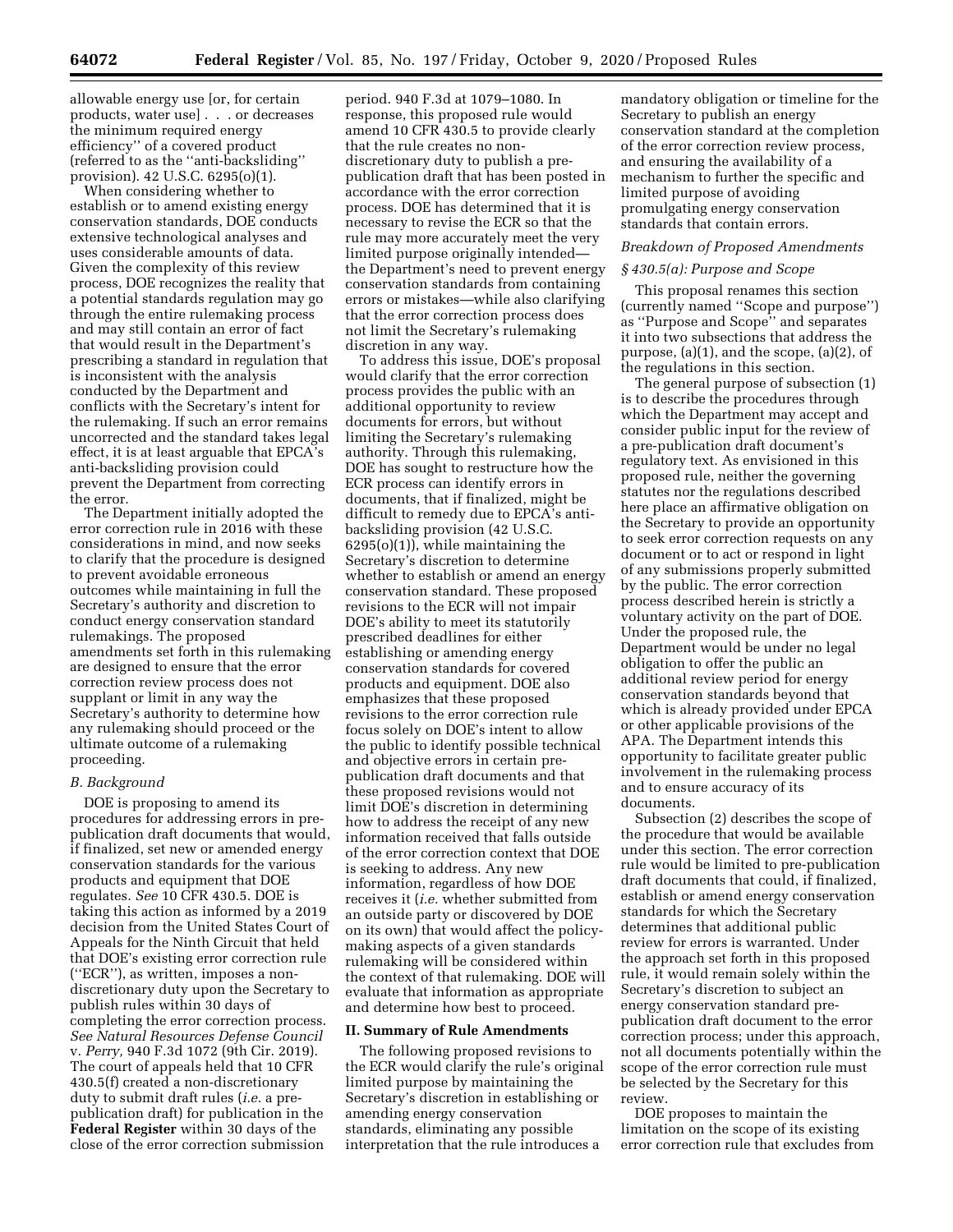allowable energy use [or, for certain products, water use] . . . or decreases the minimum required energy efficiency'' of a covered product (referred to as the ''anti-backsliding'' provision). 42 U.S.C. 6295(o)(1).

When considering whether to establish or to amend existing energy conservation standards, DOE conducts extensive technological analyses and uses considerable amounts of data. Given the complexity of this review process, DOE recognizes the reality that a potential standards regulation may go through the entire rulemaking process and may still contain an error of fact that would result in the Department's prescribing a standard in regulation that is inconsistent with the analysis conducted by the Department and conflicts with the Secretary's intent for the rulemaking. If such an error remains uncorrected and the standard takes legal effect, it is at least arguable that EPCA's anti-backsliding provision could prevent the Department from correcting the error.

The Department initially adopted the error correction rule in 2016 with these considerations in mind, and now seeks to clarify that the procedure is designed to prevent avoidable erroneous outcomes while maintaining in full the Secretary's authority and discretion to conduct energy conservation standard rulemakings. The proposed amendments set forth in this rulemaking are designed to ensure that the error correction review process does not supplant or limit in any way the Secretary's authority to determine how any rulemaking should proceed or the ultimate outcome of a rulemaking proceeding.

### *B. Background*

DOE is proposing to amend its procedures for addressing errors in pre-publication draft documents that would, if finalized, set new or amended energy conservation standards for the various products and equipment that DOE regulates. *See* 10 CFR 430.5. DOE is taking this action as informed by a 2019 decision from the United States Court of Appeals for the Ninth Circuit that held that DOE's existing error correction rule (''ECR''), as written, imposes a non-discretionary duty upon the Secretary to publish rules within 30 days of completing the error correction process. *See Natural Resources Defense Council* v. *Perry,* 940 F.3d 1072 (9th Cir. 2019). The court of appeals held that 10 CFR 430.5(f) created a non-discretionary duty to submit draft rules (*i.e.* a pre-publication draft) for publication in the **Federal Register** within 30 days of the close of the error correction submission period. 940 F.3d at 1079–1080. In response, this proposed rule would amend 10 CFR 430.5 to provide clearly that the rule creates no non-discretionary duty to publish a pre-publication draft that has been posted in accordance with the error correction process. DOE has determined that it is necessary to revise the ECR so that the rule may more accurately meet the very limited purpose originally intended—the Department's need to prevent energy conservation standards from containing errors or mistakes—while also clarifying that the error correction process does not limit the Secretary's rulemaking discretion in any way.

To address this issue, DOE's proposal would clarify that the error correction process provides the public with an additional opportunity to review documents for errors, but without limiting the Secretary's rulemaking authority. Through this rulemaking, DOE has sought to restructure how the ECR process can identify errors in documents, that if finalized, might be difficult to remedy due to EPCA's anti-backsliding provision (42 U.S.C. 6295(o)(1)), while maintaining the Secretary's discretion to determine whether to establish or amend an energy conservation standard. These proposed revisions to the ECR will not impair DOE's ability to meet its statutorily prescribed deadlines for either establishing or amending energy conservation standards for covered products and equipment. DOE also emphasizes that these proposed revisions to the error correction rule focus solely on DOE's intent to allow the public to identify possible technical and objective errors in certain pre-publication draft documents and that these proposed revisions would not limit DOE's discretion in determining how to address the receipt of any new information received that falls outside of the error correction context that DOE is seeking to address. Any new information, regardless of how DOE receives it (*i.e.* whether submitted from an outside party or discovered by DOE on its own) that would affect the policy-making aspects of a given standards rulemaking will be considered within the context of that rulemaking. DOE will evaluate that information as appropriate and determine how best to proceed.

## II. Summary of Rule Amendments

The following proposed revisions to the ECR would clarify the rule's original limited purpose by maintaining the Secretary's discretion in establishing or amending energy conservation standards, eliminating any possible interpretation that the rule introduces a mandatory obligation or timeline for the Secretary to publish an energy conservation standard at the completion of the error correction review process, and ensuring the availability of a mechanism to further the specific and limited purpose of avoiding promulgating energy conservation standards that contain errors.

### *Breakdown of Proposed Amendments*

#### *§ 430.5(a): Purpose and Scope*

This proposal renames this section (currently named ''Scope and purpose'') as ''Purpose and Scope'' and separates it into two subsections that address the purpose, (a)(1), and the scope, (a)(2), of the regulations in this section.

The general purpose of subsection (1) is to describe the procedures through which the Department may accept and consider public input for the review of a pre-publication draft document's regulatory text. As envisioned in this proposed rule, neither the governing statutes nor the regulations described here place an affirmative obligation on the Secretary to provide an opportunity to seek error correction requests on any document or to act or respond in light of any submissions properly submitted by the public. The error correction process described herein is strictly a voluntary activity on the part of DOE. Under the proposed rule, the Department would be under no legal obligation to offer the public an additional review period for energy conservation standards beyond that which is already provided under EPCA or other applicable provisions of the APA. The Department intends this opportunity to facilitate greater public involvement in the rulemaking process and to ensure accuracy of its documents.

Subsection (2) describes the scope of the procedure that would be available under this section. The error correction rule would be limited to pre-publication draft documents that could, if finalized, establish or amend energy conservation standards for which the Secretary determines that additional public review for errors is warranted. Under the approach set forth in this proposed rule, it would remain solely within the Secretary's discretion to subject an energy conservation standard pre-publication draft document to the error correction process; under this approach, not all documents potentially within the scope of the error correction rule must be selected by the Secretary for this review.

DOE proposes to maintain the limitation on the scope of its existing error correction rule that excludes from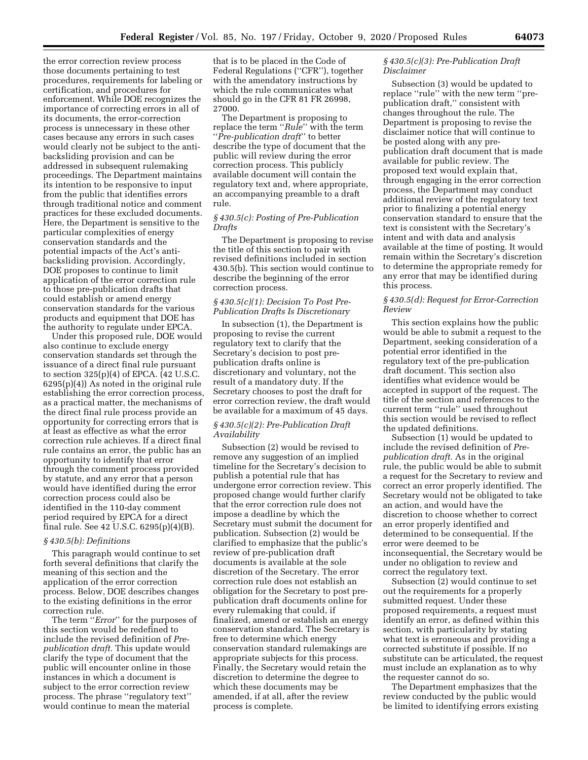the error correction review process those documents pertaining to test procedures, requirements for labeling or certification, and procedures for enforcement. While DOE recognizes the importance of correcting errors in all of its documents, the error-correction process is unnecessary in these other cases because any errors in such cases would clearly not be subject to the anti-backsliding provision and can be addressed in subsequent rulemaking proceedings. The Department maintains its intention to be responsive to input from the public that identifies errors through traditional notice and comment practices for these excluded documents. Here, the Department is sensitive to the particular complexities of energy conservation standards and the potential impacts of the Act's anti-backsliding provision. Accordingly, DOE proposes to continue to limit application of the error correction rule to those pre-publication drafts that could establish or amend energy conservation standards for the various products and equipment that DOE has the authority to regulate under EPCA.

Under this proposed rule, DOE would also continue to exclude energy conservation standards set through the issuance of a direct final rule pursuant to section 325(p)(4) of EPCA. (42 U.S.C. 6295(p)(4)) As noted in the original rule establishing the error correction process, as a practical matter, the mechanisms of the direct final rule process provide an opportunity for correcting errors that is at least as effective as what the error correction rule achieves. If a direct final rule contains an error, the public has an opportunity to identify that error through the comment process provided by statute, and any error that a person would have identified during the error correction process could also be identified in the 110-day comment period required by EPCA for a direct final rule. See 42 U.S.C. 6295(p)(4)(B).

### *§ 430.5(b): Definitions*

This paragraph would continue to set forth several definitions that clarify the meaning of this section and the application of the error correction process. Below, DOE describes changes to the existing definitions in the error correction rule.

The term ''*Error*'' for the purposes of this section would be redefined to include the revised definition of *Pre-publication draft.* This update would clarify the type of document that the public will encounter online in those instances in which a document is subject to the error correction review process. The phrase ''regulatory text'' would continue to mean the material that is to be placed in the Code of Federal Regulations (''CFR''), together with the amendatory instructions by which the rule communicates what should go in the CFR 81 FR 26998, 27000.

The Department is proposing to replace the term ''*Rule*'' with the term ''*Pre-publication draft*'' to better describe the type of document that the public will review during the error correction process. This publicly available document will contain the regulatory text and, where appropriate, an accompanying preamble to a draft rule.

### *§ 430.5(c): Posting of Pre-Publication Drafts*

The Department is proposing to revise the title of this section to pair with revised definitions included in section 430.5(b). This section would continue to describe the beginning of the error correction process.

### *§ 430.5(c)(1): Decision To Post Pre-Publication Drafts Is Discretionary*

In subsection (1), the Department is proposing to revise the current regulatory text to clarify that the Secretary's decision to post pre-publication drafts online is discretionary and voluntary, not the result of a mandatory duty. If the Secretary chooses to post the draft for error correction review, the draft would be available for a maximum of 45 days.

### *§ 430.5(c)(2): Pre-Publication Draft Availability*

Subsection (2) would be revised to remove any suggestion of an implied timeline for the Secretary's decision to publish a potential rule that has undergone error correction review. This proposed change would further clarify that the error correction rule does not impose a deadline by which the Secretary must submit the document for publication. Subsection (2) would be clarified to emphasize that the public's review of pre-publication draft documents is available at the sole discretion of the Secretary. The error correction rule does not establish an obligation for the Secretary to post pre-publication draft documents online for every rulemaking that could, if finalized, amend or establish an energy conservation standard. The Secretary is free to determine which energy conservation standard rulemakings are appropriate subjects for this process. Finally, the Secretary would retain the discretion to determine the degree to which these documents may be amended, if at all, after the review process is complete.

### *§ 430.5(c)(3): Pre-Publication Draft Disclaimer*

Subsection (3) would be updated to replace ''rule'' with the new term ''pre-publication draft,'' consistent with changes throughout the rule. The Department is proposing to revise the disclaimer notice that will continue to be posted along with any pre-publication draft document that is made available for public review. The proposed text would explain that, through engaging in the error correction process, the Department may conduct additional review of the regulatory text prior to finalizing a potential energy conservation standard to ensure that the text is consistent with the Secretary's intent and with data and analysis available at the time of posting. It would remain within the Secretary's discretion to determine the appropriate remedy for any error that may be identified during this process.

### *§ 430.5(d): Request for Error-Correction Review*

This section explains how the public would be able to submit a request to the Department, seeking consideration of a potential error identified in the regulatory text of the pre-publication draft document. This section also identifies what evidence would be accepted in support of the request. The title of the section and references to the current term ''rule'' used throughout this section would be revised to reflect the updated definitions.

Subsection (1) would be updated to include the revised definition of *Pre-publication draft.* As in the original rule, the public would be able to submit a request for the Secretary to review and correct an error properly identified. The Secretary would not be obligated to take an action, and would have the discretion to choose whether to correct an error properly identified and determined to be consequential. If the error were deemed to be inconsequential, the Secretary would be under no obligation to review and correct the regulatory text.

Subsection (2) would continue to set out the requirements for a properly submitted request. Under these proposed requirements, a request must identify an error, as defined within this section, with particularity by stating what text is erroneous and providing a corrected substitute if possible. If no substitute can be articulated, the request must include an explanation as to why the requester cannot do so.

The Department emphasizes that the review conducted by the public would be limited to identifying errors existing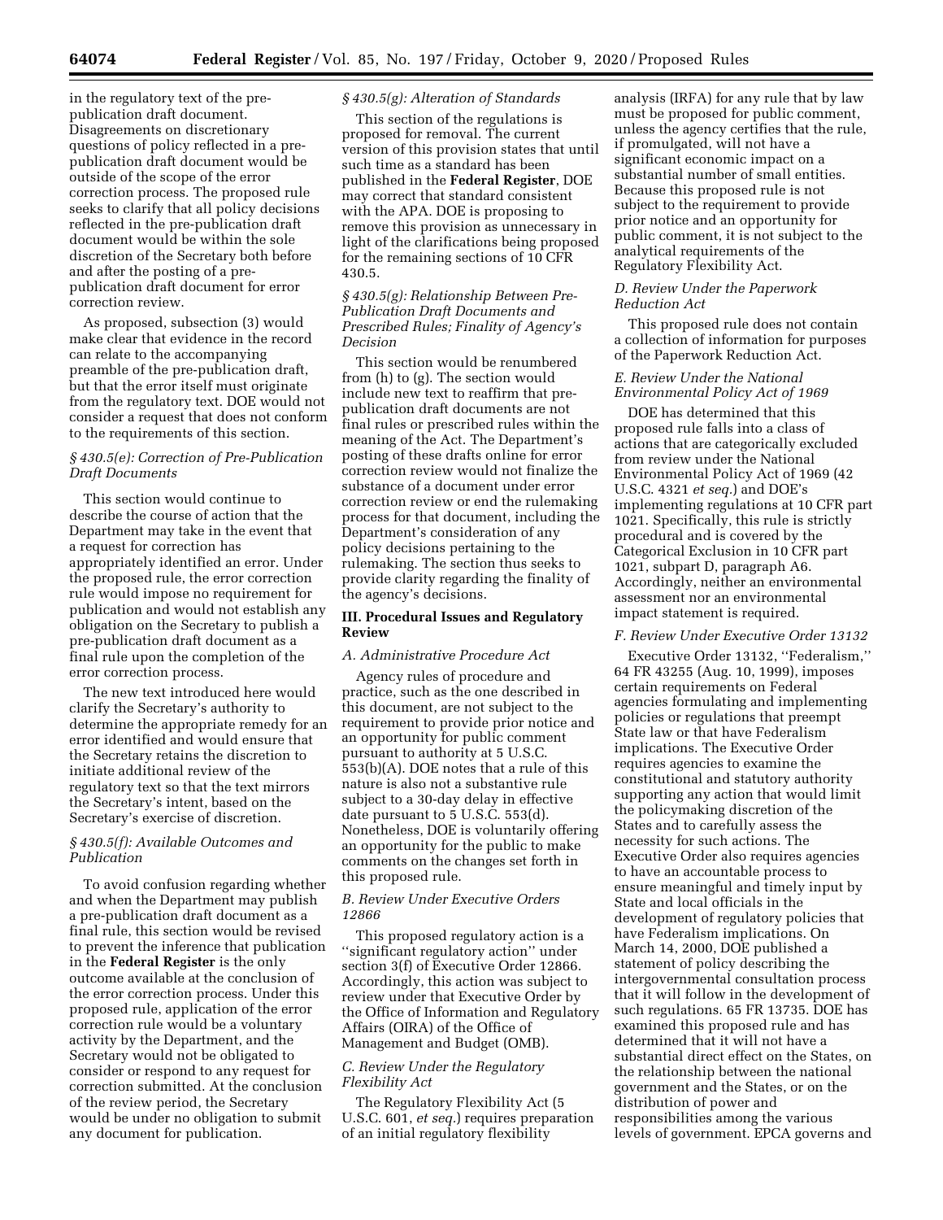in the regulatory text of the pre-publication draft document. Disagreements on discretionary questions of policy reflected in a pre-publication draft document would be outside of the scope of the error correction process. The proposed rule seeks to clarify that all policy decisions reflected in the pre-publication draft document would be within the sole discretion of the Secretary both before and after the posting of a pre-publication draft document for error correction review.

As proposed, subsection (3) would make clear that evidence in the record can relate to the accompanying preamble of the pre-publication draft, but that the error itself must originate from the regulatory text. DOE would not consider a request that does not conform to the requirements of this section.

### *§ 430.5(e): Correction of Pre-Publication Draft Documents*

This section would continue to describe the course of action that the Department may take in the event that a request for correction has appropriately identified an error. Under the proposed rule, the error correction rule would impose no requirement for publication and would not establish any obligation on the Secretary to publish a pre-publication draft document as a final rule upon the completion of the error correction process.

The new text introduced here would clarify the Secretary's authority to determine the appropriate remedy for an error identified and would ensure that the Secretary retains the discretion to initiate additional review of the regulatory text so that the text mirrors the Secretary's intent, based on the Secretary's exercise of discretion.

### *§ 430.5(f): Available Outcomes and Publication*

To avoid confusion regarding whether and when the Department may publish a pre-publication draft document as a final rule, this section would be revised to prevent the inference that publication in the **Federal Register** is the only outcome available at the conclusion of the error correction process. Under this proposed rule, application of the error correction rule would be a voluntary activity by the Department, and the Secretary would not be obligated to consider or respond to any request for correction submitted. At the conclusion of the review period, the Secretary would be under no obligation to submit any document for publication.

### *§ 430.5(g): Alteration of Standards*

This section of the regulations is proposed for removal. The current version of this provision states that until such time as a standard has been published in the **Federal Register**, DOE may correct that standard consistent with the APA. DOE is proposing to remove this provision as unnecessary in light of the clarifications being proposed for the remaining sections of 10 CFR 430.5.

### *§ 430.5(g): Relationship Between Pre-Publication Draft Documents and Prescribed Rules; Finality of Agency's Decision*

This section would be renumbered from (h) to (g). The section would include new text to reaffirm that pre-publication draft documents are not final rules or prescribed rules within the meaning of the Act. The Department's posting of these drafts online for error correction review would not finalize the substance of a document under error correction review or end the rulemaking process for that document, including the Department's consideration of any policy decisions pertaining to the rulemaking. The section thus seeks to provide clarity regarding the finality of the agency's decisions.

## III. Procedural Issues and Regulatory Review

### *A. Administrative Procedure Act*

Agency rules of procedure and practice, such as the one described in this document, are not subject to the requirement to provide prior notice and an opportunity for public comment pursuant to authority at 5 U.S.C. 553(b)(A). DOE notes that a rule of this nature is also not a substantive rule subject to a 30-day delay in effective date pursuant to 5 U.S.C. 553(d). Nonetheless, DOE is voluntarily offering an opportunity for the public to make comments on the changes set forth in this proposed rule.

### *B. Review Under Executive Orders 12866*

This proposed regulatory action is a ''significant regulatory action'' under section 3(f) of Executive Order 12866. Accordingly, this action was subject to review under that Executive Order by the Office of Information and Regulatory Affairs (OIRA) of the Office of Management and Budget (OMB).

### *C. Review Under the Regulatory Flexibility Act*

The Regulatory Flexibility Act (5 U.S.C. 601, *et seq.*) requires preparation of an initial regulatory flexibility analysis (IRFA) for any rule that by law must be proposed for public comment, unless the agency certifies that the rule, if promulgated, will not have a significant economic impact on a substantial number of small entities. Because this proposed rule is not subject to the requirement to provide prior notice and an opportunity for public comment, it is not subject to the analytical requirements of the Regulatory Flexibility Act.

### *D. Review Under the Paperwork Reduction Act*

This proposed rule does not contain a collection of information for purposes of the Paperwork Reduction Act.

### *E. Review Under the National Environmental Policy Act of 1969*

DOE has determined that this proposed rule falls into a class of actions that are categorically excluded from review under the National Environmental Policy Act of 1969 (42 U.S.C. 4321 *et seq.*) and DOE's implementing regulations at 10 CFR part 1021. Specifically, this rule is strictly procedural and is covered by the Categorical Exclusion in 10 CFR part 1021, subpart D, paragraph A6. Accordingly, neither an environmental assessment nor an environmental impact statement is required.

### *F. Review Under Executive Order 13132*

Executive Order 13132, ''Federalism,'' 64 FR 43255 (Aug. 10, 1999), imposes certain requirements on Federal agencies formulating and implementing policies or regulations that preempt State law or that have Federalism implications. The Executive Order requires agencies to examine the constitutional and statutory authority supporting any action that would limit the policymaking discretion of the States and to carefully assess the necessity for such actions. The Executive Order also requires agencies to have an accountable process to ensure meaningful and timely input by State and local officials in the development of regulatory policies that have Federalism implications. On March 14, 2000, DOE published a statement of policy describing the intergovernmental consultation process that it will follow in the development of such regulations. 65 FR 13735. DOE has examined this proposed rule and has determined that it will not have a substantial direct effect on the States, on the relationship between the national government and the States, or on the distribution of power and responsibilities among the various levels of government. EPCA governs and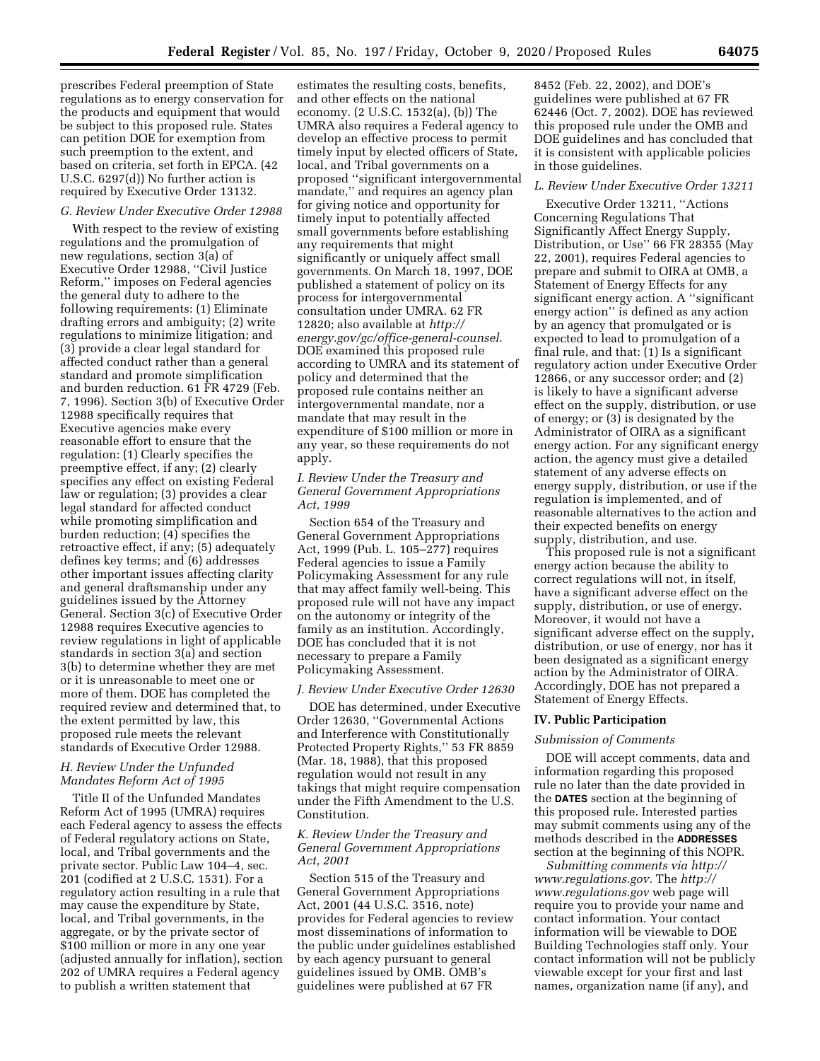prescribes Federal preemption of State regulations as to energy conservation for the products and equipment that would be subject to this proposed rule. States can petition DOE for exemption from such preemption to the extent, and based on criteria, set forth in EPCA. (42 U.S.C. 6297(d)) No further action is required by Executive Order 13132.

### *G. Review Under Executive Order 12988*

With respect to the review of existing regulations and the promulgation of new regulations, section 3(a) of Executive Order 12988, ''Civil Justice Reform,'' imposes on Federal agencies the general duty to adhere to the following requirements: (1) Eliminate drafting errors and ambiguity; (2) write regulations to minimize litigation; and (3) provide a clear legal standard for affected conduct rather than a general standard and promote simplification and burden reduction. 61 FR 4729 (Feb. 7, 1996). Section 3(b) of Executive Order 12988 specifically requires that Executive agencies make every reasonable effort to ensure that the regulation: (1) Clearly specifies the preemptive effect, if any; (2) clearly specifies any effect on existing Federal law or regulation; (3) provides a clear legal standard for affected conduct while promoting simplification and burden reduction; (4) specifies the retroactive effect, if any; (5) adequately defines key terms; and (6) addresses other important issues affecting clarity and general draftsmanship under any guidelines issued by the Attorney General. Section 3(c) of Executive Order 12988 requires Executive agencies to review regulations in light of applicable standards in section 3(a) and section 3(b) to determine whether they are met or it is unreasonable to meet one or more of them. DOE has completed the required review and determined that, to the extent permitted by law, this proposed rule meets the relevant standards of Executive Order 12988.

### *H. Review Under the Unfunded Mandates Reform Act of 1995*

Title II of the Unfunded Mandates Reform Act of 1995 (UMRA) requires each Federal agency to assess the effects of Federal regulatory actions on State, local, and Tribal governments and the private sector. Public Law 104–4, sec. 201 (codified at 2 U.S.C. 1531). For a regulatory action resulting in a rule that may cause the expenditure by State, local, and Tribal governments, in the aggregate, or by the private sector of $100 million or more in any one year (adjusted annually for inflation), section 202 of UMRA requires a Federal agency to publish a written statement that estimates the resulting costs, benefits, and other effects on the national economy. (2 U.S.C. 1532(a), (b)) The UMRA also requires a Federal agency to develop an effective process to permit timely input by elected officers of State, local, and Tribal governments on a proposed ''significant intergovernmental mandate,'' and requires an agency plan for giving notice and opportunity for timely input to potentially affected small governments before establishing any requirements that might significantly or uniquely affect small governments. On March 18, 1997, DOE published a statement of policy on its process for intergovernmental consultation under UMRA. 62 FR 12820; also available at *http://energy.gov/gc/office-general-counsel.* DOE examined this proposed rule according to UMRA and its statement of policy and determined that the proposed rule contains neither an intergovernmental mandate, nor a mandate that may result in the expenditure of $100 million or more in any year, so these requirements do not apply.

### *I. Review Under the Treasury and General Government Appropriations Act, 1999*

Section 654 of the Treasury and General Government Appropriations Act, 1999 (Pub. L. 105–277) requires Federal agencies to issue a Family Policymaking Assessment for any rule that may affect family well-being. This proposed rule will not have any impact on the autonomy or integrity of the family as an institution. Accordingly, DOE has concluded that it is not necessary to prepare a Family Policymaking Assessment.

### *J. Review Under Executive Order 12630*

DOE has determined, under Executive Order 12630, ''Governmental Actions and Interference with Constitutionally Protected Property Rights,'' 53 FR 8859 (Mar. 18, 1988), that this proposed regulation would not result in any takings that might require compensation under the Fifth Amendment to the U.S. Constitution.

### *K. Review Under the Treasury and General Government Appropriations Act, 2001*

Section 515 of the Treasury and General Government Appropriations Act, 2001 (44 U.S.C. 3516, note) provides for Federal agencies to review most disseminations of information to the public under guidelines established by each agency pursuant to general guidelines issued by OMB. OMB's guidelines were published at 67 FR 8452 (Feb. 22, 2002), and DOE's guidelines were published at 67 FR 62446 (Oct. 7, 2002). DOE has reviewed this proposed rule under the OMB and DOE guidelines and has concluded that it is consistent with applicable policies in those guidelines.

### *L. Review Under Executive Order 13211*

Executive Order 13211, ''Actions Concerning Regulations That Significantly Affect Energy Supply, Distribution, or Use'' 66 FR 28355 (May 22, 2001), requires Federal agencies to prepare and submit to OIRA at OMB, a Statement of Energy Effects for any significant energy action. A ''significant energy action'' is defined as any action by an agency that promulgated or is expected to lead to promulgation of a final rule, and that: (1) Is a significant regulatory action under Executive Order 12866, or any successor order; and (2) is likely to have a significant adverse effect on the supply, distribution, or use of energy; or (3) is designated by the Administrator of OIRA as a significant energy action. For any significant energy action, the agency must give a detailed statement of any adverse effects on energy supply, distribution, or use if the regulation is implemented, and of reasonable alternatives to the action and their expected benefits on energy supply, distribution, and use.

This proposed rule is not a significant energy action because the ability to correct regulations will not, in itself, have a significant adverse effect on the supply, distribution, or use of energy. Moreover, it would not have a significant adverse effect on the supply, distribution, or use of energy, nor has it been designated as a significant energy action by the Administrator of OIRA. Accordingly, DOE has not prepared a Statement of Energy Effects.

## IV. Public Participation

### *Submission of Comments*

DOE will accept comments, data and information regarding this proposed rule no later than the date provided in the **DATES** section at the beginning of this proposed rule. Interested parties may submit comments using any of the methods described in the **ADDRESSES** section at the beginning of this NOPR.

*Submitting comments via http://www.regulations.gov.* The *http://www.regulations.gov* web page will require you to provide your name and contact information. Your contact information will be viewable to DOE Building Technologies staff only. Your contact information will not be publicly viewable except for your first and last names, organization name (if any), and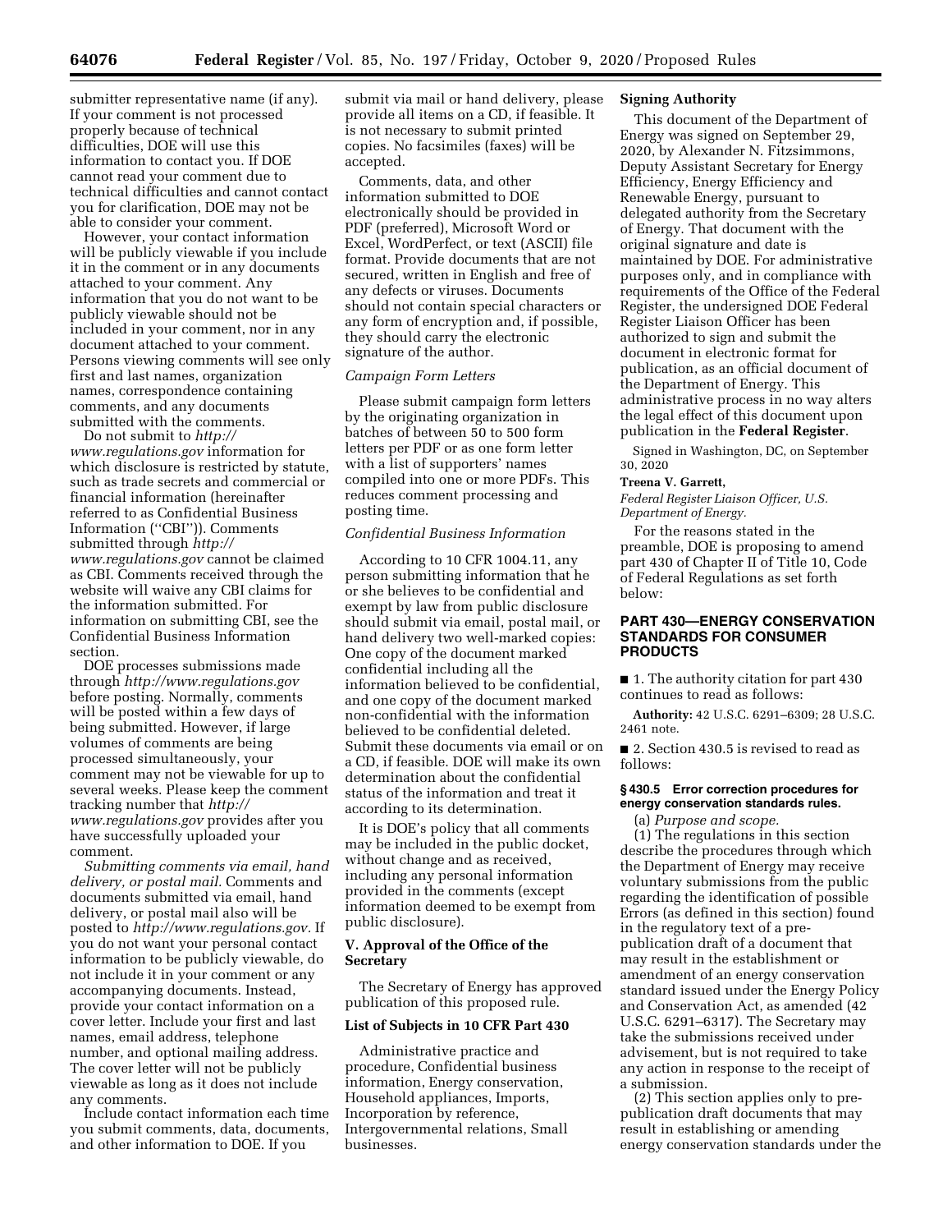submitter representative name (if any). If your comment is not processed properly because of technical difficulties, DOE will use this information to contact you. If DOE cannot read your comment due to technical difficulties and cannot contact you for clarification, DOE may not be able to consider your comment.

However, your contact information will be publicly viewable if you include it in the comment or in any documents attached to your comment. Any information that you do not want to be publicly viewable should not be included in your comment, nor in any document attached to your comment. Persons viewing comments will see only first and last names, organization names, correspondence containing comments, and any documents submitted with the comments.

Do not submit to *http://www.regulations.gov* information for which disclosure is restricted by statute, such as trade secrets and commercial or financial information (hereinafter referred to as Confidential Business Information (''CBI'')). Comments submitted through *http://www.regulations.gov* cannot be claimed as CBI. Comments received through the website will waive any CBI claims for the information submitted. For information on submitting CBI, see the Confidential Business Information section.

DOE processes submissions made through *http://www.regulations.gov* before posting. Normally, comments will be posted within a few days of being submitted. However, if large volumes of comments are being processed simultaneously, your comment may not be viewable for up to several weeks. Please keep the comment tracking number that *http://www.regulations.gov* provides after you have successfully uploaded your comment.

*Submitting comments via email, hand delivery, or postal mail.* Comments and documents submitted via email, hand delivery, or postal mail also will be posted to *http://www.regulations.gov.* If you do not want your personal contact information to be publicly viewable, do not include it in your comment or any accompanying documents. Instead, provide your contact information on a cover letter. Include your first and last names, email address, telephone number, and optional mailing address. The cover letter will not be publicly viewable as long as it does not include any comments.

Include contact information each time you submit comments, data, documents, and other information to DOE. If you submit via mail or hand delivery, please provide all items on a CD, if feasible. It is not necessary to submit printed copies. No facsimiles (faxes) will be accepted.

Comments, data, and other information submitted to DOE electronically should be provided in PDF (preferred), Microsoft Word or Excel, WordPerfect, or text (ASCII) file format. Provide documents that are not secured, written in English and free of any defects or viruses. Documents should not contain special characters or any form of encryption and, if possible, they should carry the electronic signature of the author.

*Campaign Form Letters*

Please submit campaign form letters by the originating organization in batches of between 50 to 500 form letters per PDF or as one form letter with a list of supporters' names compiled into one or more PDFs. This reduces comment processing and posting time.

*Confidential Business Information*

According to 10 CFR 1004.11, any person submitting information that he or she believes to be confidential and exempt by law from public disclosure should submit via email, postal mail, or hand delivery two well-marked copies: One copy of the document marked confidential including all the information believed to be confidential, and one copy of the document marked non-confidential with the information believed to be confidential deleted. Submit these documents via email or on a CD, if feasible. DOE will make its own determination about the confidential status of the information and treat it according to its determination.

It is DOE's policy that all comments may be included in the public docket, without change and as received, including any personal information provided in the comments (except information deemed to be exempt from public disclosure).

## V. Approval of the Office of the Secretary

The Secretary of Energy has approved publication of this proposed rule.

## List of Subjects in 10 CFR Part 430

Administrative practice and procedure, Confidential business information, Energy conservation, Household appliances, Imports, Incorporation by reference, Intergovernmental relations, Small businesses.

## Signing Authority

This document of the Department of Energy was signed on September 29, 2020, by Alexander N. Fitzsimmons, Deputy Assistant Secretary for Energy Efficiency, Energy Efficiency and Renewable Energy, pursuant to delegated authority from the Secretary of Energy. That document with the original signature and date is maintained by DOE. For administrative purposes only, and in compliance with requirements of the Office of the Federal Register, the undersigned DOE Federal Register Liaison Officer has been authorized to sign and submit the document in electronic format for publication, as an official document of the Department of Energy. This administrative process in no way alters the legal effect of this document upon publication in the **Federal Register**.

Signed in Washington, DC, on September 30, 2020

**Treena V. Garrett,**

*Federal Register Liaison Officer, U.S. Department of Energy.*

For the reasons stated in the preamble, DOE is proposing to amend part 430 of Chapter II of Title 10, Code of Federal Regulations as set forth below:

## PART 430—ENERGY CONSERVATION STANDARDS FOR CONSUMER PRODUCTS

■ 1. The authority citation for part 430 continues to read as follows:

**Authority:** 42 U.S.C. 6291–6309; 28 U.S.C. 2461 note.

■ 2. Section 430.5 is revised to read as follows:

### § 430.5 Error correction procedures for energy conservation standards rules.

(a) *Purpose and scope.*

(1) The regulations in this section describe the procedures through which the Department of Energy may receive voluntary submissions from the public regarding the identification of possible Errors (as defined in this section) found in the regulatory text of a pre-publication draft of a document that may result in the establishment or amendment of an energy conservation standard issued under the Energy Policy and Conservation Act, as amended (42 U.S.C. 6291–6317). The Secretary may take the submissions received under advisement, but is not required to take any action in response to the receipt of a submission.

(2) This section applies only to pre-publication draft documents that may result in establishing or amending energy conservation standards under the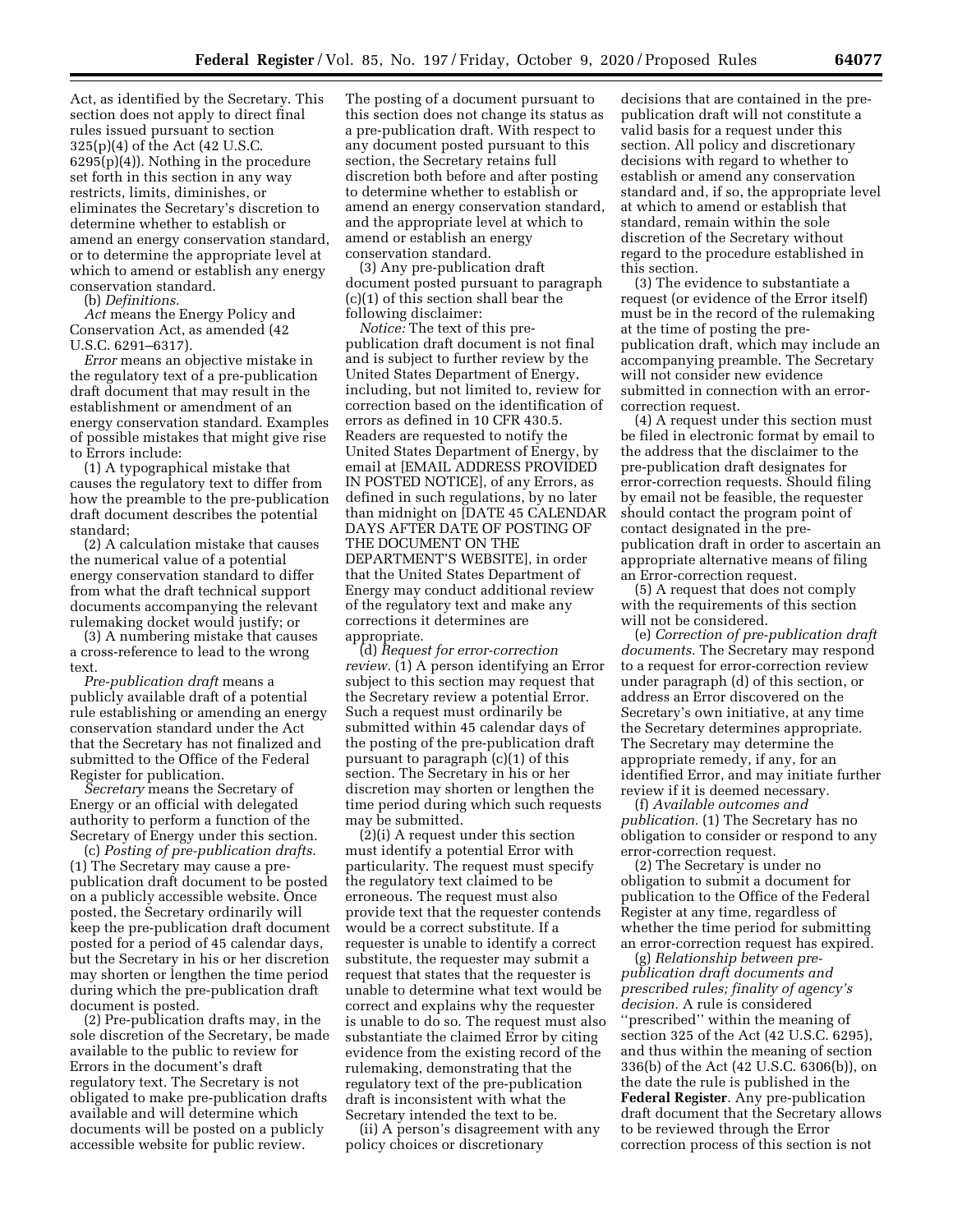Act, as identified by the Secretary. This section does not apply to direct final rules issued pursuant to section 325(p)(4) of the Act (42 U.S.C. 6295(p)(4)). Nothing in the procedure set forth in this section in any way restricts, limits, diminishes, or eliminates the Secretary's discretion to determine whether to establish or amend an energy conservation standard, or to determine the appropriate level at which to amend or establish any energy conservation standard.

(b) *Definitions.*

*Act* means the Energy Policy and Conservation Act, as amended (42 U.S.C. 6291–6317).

*Error* means an objective mistake in the regulatory text of a pre-publication draft document that may result in the establishment or amendment of an energy conservation standard. Examples of possible mistakes that might give rise to Errors include:

(1) A typographical mistake that causes the regulatory text to differ from how the preamble to the pre-publication draft document describes the potential standard;

(2) A calculation mistake that causes the numerical value of a potential energy conservation standard to differ from what the draft technical support documents accompanying the relevant rulemaking docket would justify; or

(3) A numbering mistake that causes a cross-reference to lead to the wrong text.

*Pre-publication draft* means a publicly available draft of a potential rule establishing or amending an energy conservation standard under the Act that the Secretary has not finalized and submitted to the Office of the Federal Register for publication.

*Secretary* means the Secretary of Energy or an official with delegated authority to perform a function of the Secretary of Energy under this section.

(c) *Posting of pre-publication drafts.* (1) The Secretary may cause a pre-publication draft document to be posted on a publicly accessible website. Once posted, the Secretary ordinarily will keep the pre-publication draft document posted for a period of 45 calendar days, but the Secretary in his or her discretion may shorten or lengthen the time period during which the pre-publication draft document is posted.

(2) Pre-publication drafts may, in the sole discretion of the Secretary, be made available to the public to review for Errors in the document's draft regulatory text. The Secretary is not obligated to make pre-publication drafts available and will determine which documents will be posted on a publicly accessible website for public review. The posting of a document pursuant to this section does not change its status as a pre-publication draft. With respect to any document posted pursuant to this section, the Secretary retains full discretion both before and after posting to determine whether to establish or amend an energy conservation standard, and the appropriate level at which to amend or establish an energy conservation standard.

(3) Any pre-publication draft document posted pursuant to paragraph (c)(1) of this section shall bear the following disclaimer:

*Notice:* The text of this pre-publication draft document is not final and is subject to further review by the United States Department of Energy, including, but not limited to, review for correction based on the identification of errors as defined in 10 CFR 430.5. Readers are requested to notify the United States Department of Energy, by email at [EMAIL ADDRESS PROVIDED IN POSTED NOTICE], of any Errors, as defined in such regulations, by no later than midnight on [DATE 45 CALENDAR DAYS AFTER DATE OF POSTING OF THE DOCUMENT ON THE DEPARTMENT'S WEBSITE], in order that the United States Department of Energy may conduct additional review of the regulatory text and make any corrections it determines are appropriate.

(d) *Request for error-correction review.* (1) A person identifying an Error subject to this section may request that the Secretary review a potential Error. Such a request must ordinarily be submitted within 45 calendar days of the posting of the pre-publication draft pursuant to paragraph (c)(1) of this section. The Secretary in his or her discretion may shorten or lengthen the time period during which such requests may be submitted.

(2)(i) A request under this section must identify a potential Error with particularity. The request must specify the regulatory text claimed to be erroneous. The request must also provide text that the requester contends would be a correct substitute. If a requester is unable to identify a correct substitute, the requester may submit a request that states that the requester is unable to determine what text would be correct and explains why the requester is unable to do so. The request must also substantiate the claimed Error by citing evidence from the existing record of the rulemaking, demonstrating that the regulatory text of the pre-publication draft is inconsistent with what the Secretary intended the text to be.

(ii) A person's disagreement with any policy choices or discretionary decisions that are contained in the pre-publication draft will not constitute a valid basis for a request under this section. All policy and discretionary decisions with regard to whether to establish or amend any conservation standard and, if so, the appropriate level at which to amend or establish that standard, remain within the sole discretion of the Secretary without regard to the procedure established in this section.

(3) The evidence to substantiate a request (or evidence of the Error itself) must be in the record of the rulemaking at the time of posting the pre-publication draft, which may include an accompanying preamble. The Secretary will not consider new evidence submitted in connection with an error-correction request.

(4) A request under this section must be filed in electronic format by email to the address that the disclaimer to the pre-publication draft designates for error-correction requests. Should filing by email not be feasible, the requester should contact the program point of contact designated in the pre-publication draft in order to ascertain an appropriate alternative means of filing an Error-correction request.

(5) A request that does not comply with the requirements of this section will not be considered.

(e) *Correction of pre-publication draft documents.* The Secretary may respond to a request for error-correction review under paragraph (d) of this section, or address an Error discovered on the Secretary's own initiative, at any time the Secretary determines appropriate. The Secretary may determine the appropriate remedy, if any, for an identified Error, and may initiate further review if it is deemed necessary.

(f) *Available outcomes and publication.* (1) The Secretary has no obligation to consider or respond to any error-correction request.

(2) The Secretary is under no obligation to submit a document for publication to the Office of the Federal Register at any time, regardless of whether the time period for submitting an error-correction request has expired.

(g) *Relationship between pre-publication draft documents and prescribed rules; finality of agency's decision.* A rule is considered "prescribed" within the meaning of section 325 of the Act (42 U.S.C. 6295), and thus within the meaning of section 336(b) of the Act (42 U.S.C. 6306(b)), on the date the rule is published in the **Federal Register**. Any pre-publication draft document that the Secretary allows to be reviewed through the Error correction process of this section is not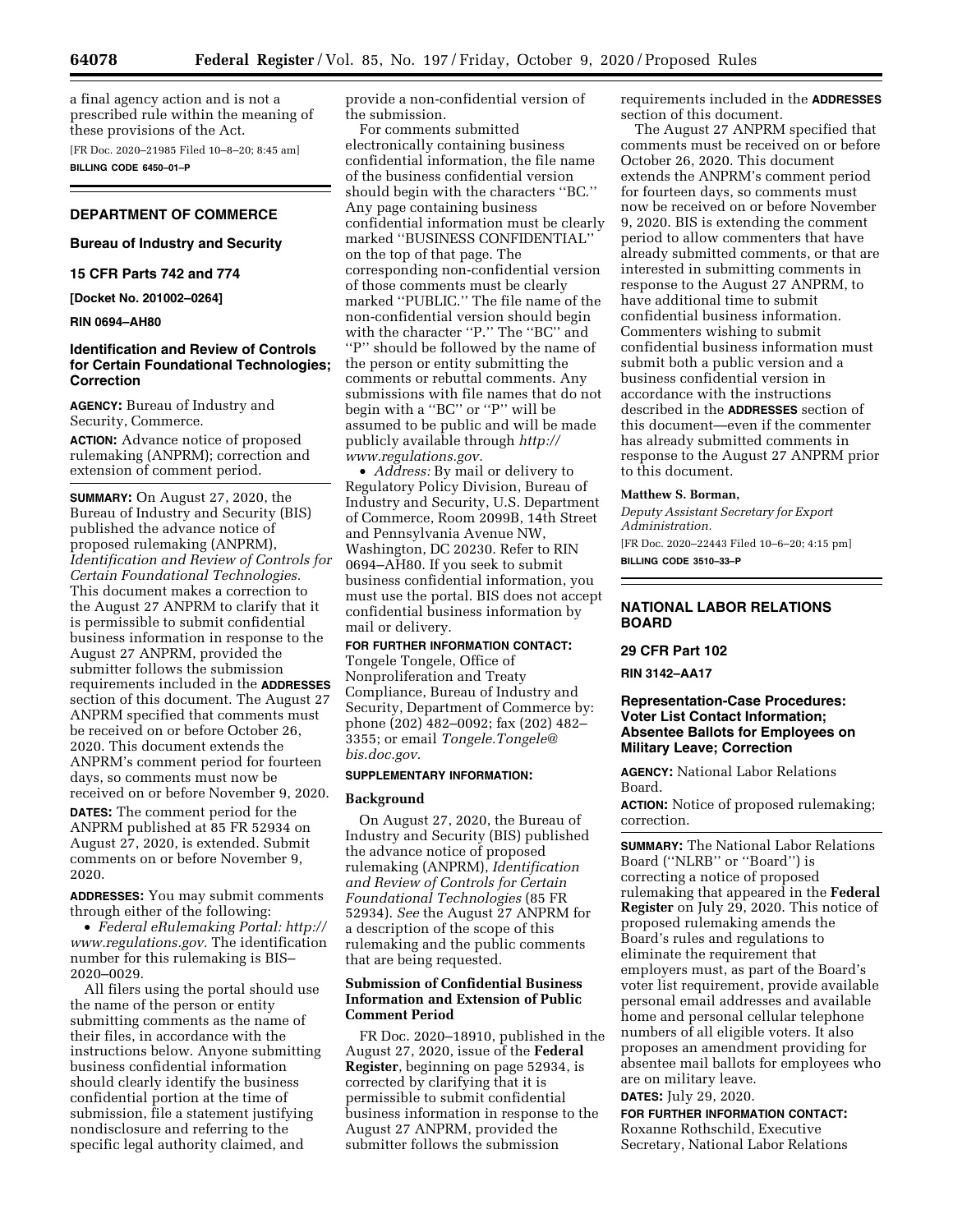a final agency action and is not a prescribed rule within the meaning of these provisions of the Act.

[FR Doc. 2020–21985 Filed 10–8–20; 8:45 am]

**BILLING CODE 6450–01–P**

## DEPARTMENT OF COMMERCE

### Bureau of Industry and Security

### 15 CFR Parts 742 and 774

**[Docket No. 201002–0264]**

**RIN 0694–AH80**

### Identification and Review of Controls for Certain Foundational Technologies; Correction

**AGENCY:** Bureau of Industry and Security, Commerce.

**ACTION:** Advance notice of proposed rulemaking (ANPRM); correction and extension of comment period.

**SUMMARY:** On August 27, 2020, the Bureau of Industry and Security (BIS) published the advance notice of proposed rulemaking (ANPRM), *Identification and Review of Controls for Certain Foundational Technologies.* This document makes a correction to the August 27 ANPRM to clarify that it is permissible to submit confidential business information in response to the August 27 ANPRM, provided the submitter follows the submission requirements included in the **ADDRESSES** section of this document. The August 27 ANPRM specified that comments must be received on or before October 26, 2020. This document extends the ANPRM's comment period for fourteen days, so comments must now be received on or before November 9, 2020.

**DATES:** The comment period for the ANPRM published at 85 FR 52934 on August 27, 2020, is extended. Submit comments on or before November 9, 2020.

**ADDRESSES:** You may submit comments through either of the following:

- *Federal eRulemaking Portal: http://www.regulations.gov.* The identification number for this rulemaking is BIS–2020–0029.

All filers using the portal should use the name of the person or entity submitting comments as the name of their files, in accordance with the instructions below. Anyone submitting business confidential information should clearly identify the business confidential portion at the time of submission, file a statement justifying nondisclosure and referring to the specific legal authority claimed, and provide a non-confidential version of the submission.

For comments submitted electronically containing business confidential information, the file name of the business confidential version should begin with the characters ''BC.'' Any page containing business confidential information must be clearly marked ''BUSINESS CONFIDENTIAL'' on the top of that page. The corresponding non-confidential version of those comments must be clearly marked ''PUBLIC.'' The file name of the non-confidential version should begin with the character ''P.'' The ''BC'' and ''P'' should be followed by the name of the person or entity submitting the comments or rebuttal comments. Any submissions with file names that do not begin with a ''BC'' or ''P'' will be assumed to be public and will be made publicly available through *http://www.regulations.gov.*

- *Address:* By mail or delivery to Regulatory Policy Division, Bureau of Industry and Security, U.S. Department of Commerce, Room 2099B, 14th Street and Pennsylvania Avenue NW, Washington, DC 20230. Refer to RIN 0694–AH80. If you seek to submit business confidential information, you must use the portal. BIS does not accept confidential business information by mail or delivery.

**FOR FURTHER INFORMATION CONTACT:** Tongele Tongele, Office of Nonproliferation and Treaty Compliance, Bureau of Industry and Security, Department of Commerce by: phone (202) 482–0092; fax (202) 482–3355; or email *Tongele.Tongele@bis.doc.gov.*

**SUPPLEMENTARY INFORMATION:**

#### Background

On August 27, 2020, the Bureau of Industry and Security (BIS) published the advance notice of proposed rulemaking (ANPRM), *Identification and Review of Controls for Certain Foundational Technologies* (85 FR 52934). *See* the August 27 ANPRM for a description of the scope of this rulemaking and the public comments that are being requested.

#### Submission of Confidential Business Information and Extension of Public Comment Period

FR Doc. 2020–18910, published in the August 27, 2020, issue of the **Federal Register**, beginning on page 52934, is corrected by clarifying that it is permissible to submit confidential business information in response to the August 27 ANPRM, provided the submitter follows the submission requirements included in the **ADDRESSES** section of this document.

The August 27 ANPRM specified that comments must be received on or before October 26, 2020. This document extends the ANPRM's comment period for fourteen days, so comments must now be received on or before November 9, 2020. BIS is extending the comment period to allow commenters that have already submitted comments, or that are interested in submitting comments in response to the August 27 ANPRM, to have additional time to submit confidential business information. Commenters wishing to submit confidential business information must submit both a public version and a business confidential version in accordance with the instructions described in the **ADDRESSES** section of this document—even if the commenter has already submitted comments in response to the August 27 ANPRM prior to this document.

**Matthew S. Borman,**

*Deputy Assistant Secretary for Export Administration.*

[FR Doc. 2020–22443 Filed 10–6–20; 4:15 pm]

**BILLING CODE 3510–33–P**

## NATIONAL LABOR RELATIONS BOARD

### 29 CFR Part 102

**RIN 3142–AA17**

### Representation-Case Procedures: Voter List Contact Information; Absentee Ballots for Employees on Military Leave; Correction

**AGENCY:** National Labor Relations Board.

**ACTION:** Notice of proposed rulemaking; correction.

**SUMMARY:** The National Labor Relations Board (''NLRB'' or ''Board'') is correcting a notice of proposed rulemaking that appeared in the **Federal Register** on July 29, 2020. This notice of proposed rulemaking amends the Board's rules and regulations to eliminate the requirement that employers must, as part of the Board's voter list requirement, provide available personal email addresses and available home and personal cellular telephone numbers of all eligible voters. It also proposes an amendment providing for absentee mail ballots for employees who are on military leave.

**DATES:** July 29, 2020.

**FOR FURTHER INFORMATION CONTACT:** Roxanne Rothschild, Executive Secretary, National Labor Relations